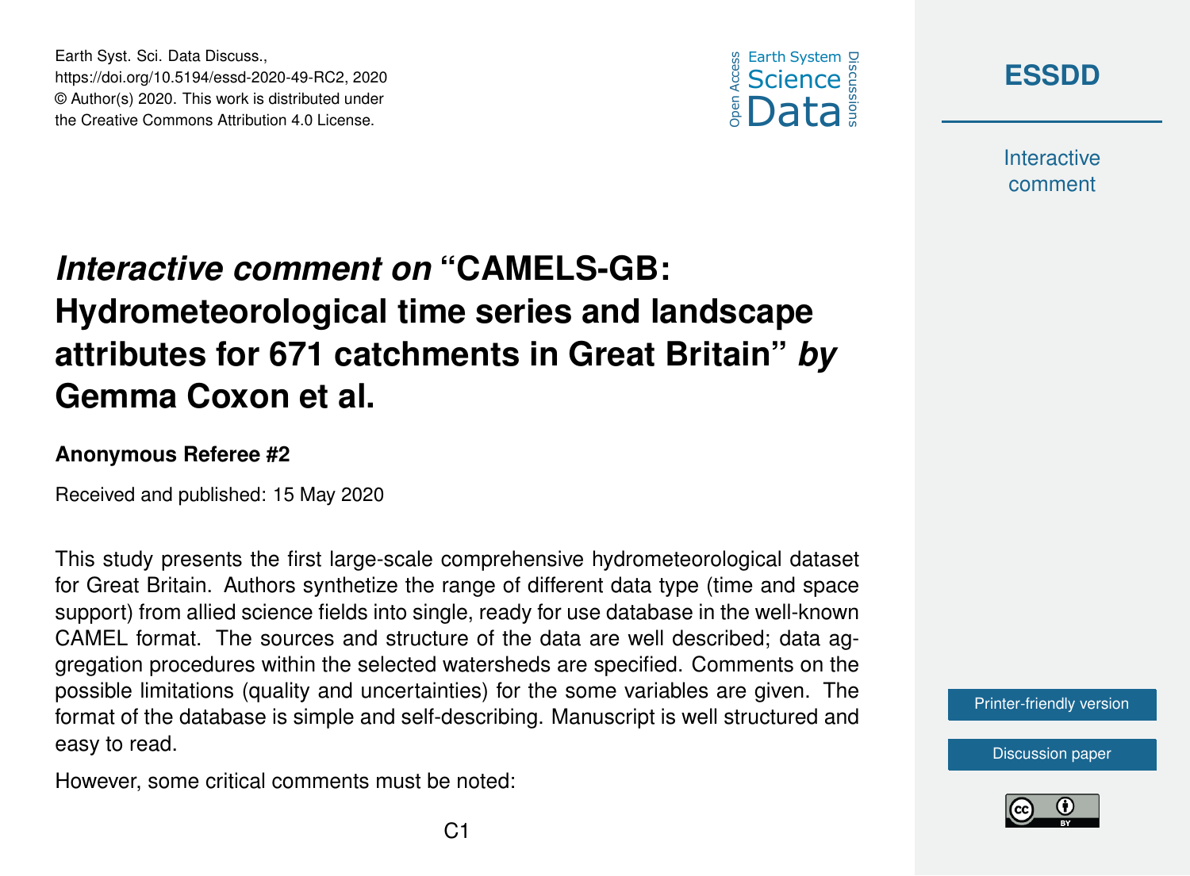# *Interactive comment on* "CAMELS-GB: Hydrometeorological time series and landscape attributes for 671 catchments in Great Britain" *by* Gemma Coxon et al.

**Anonymous Referee #2**

Received and published: 15 May 2020

This study presents the first large-scale comprehensive hydrometeorological dataset for Great Britain. Authors synthetize the range of different data type (time and space support) from allied science fields into single, ready for use database in the well-known CAMEL format. The sources and structure of the data are well described; data aggregation procedures within the selected watersheds are specified. Comments on the possible limitations (quality and uncertainties) for the some variables are given. The format of the database is simple and self-describing. Manuscript is well structured and easy to read.

However, some critical comments must be noted: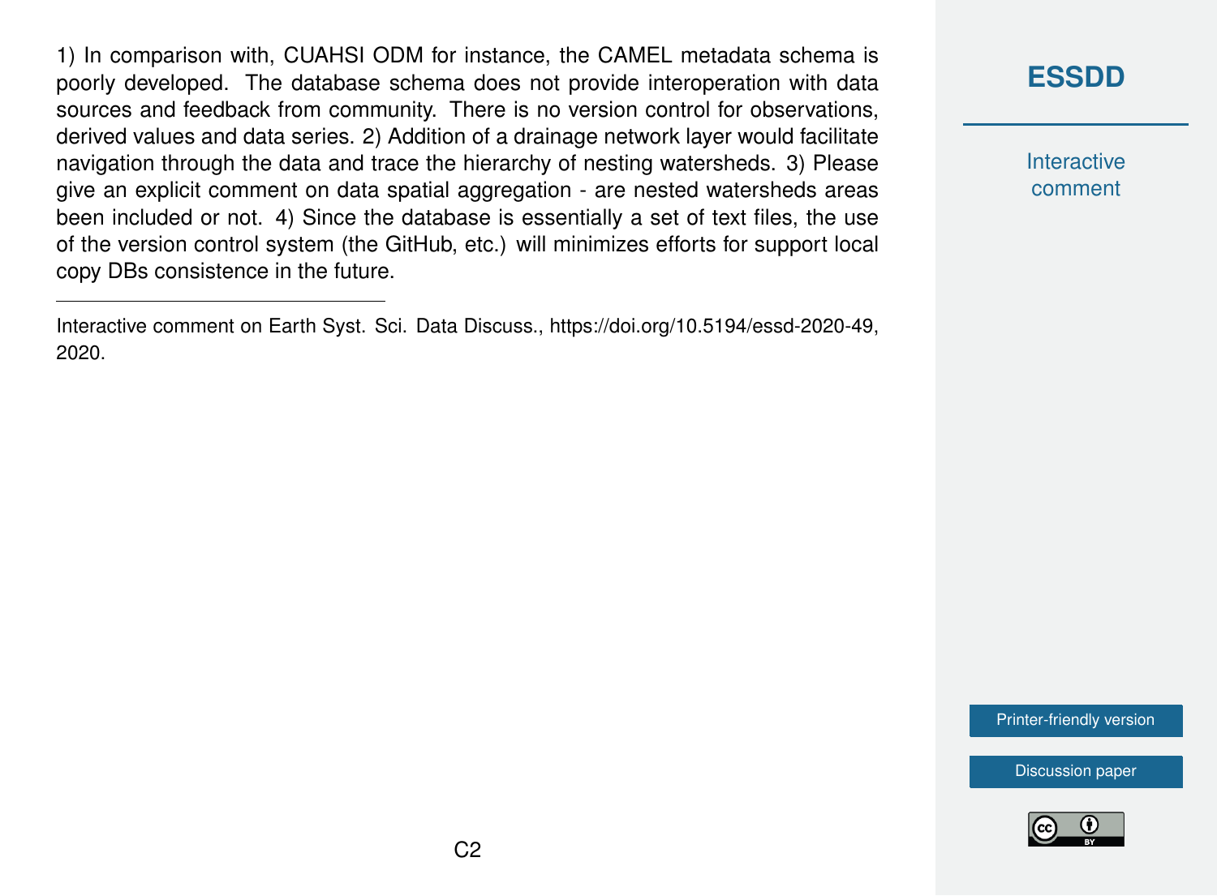1) In comparison with, CUAHSI ODM for instance, the CAMEL metadata schema is poorly developed. The database schema does not provide interoperation with data sources and feedback from community. There is no version control for observations, derived values and data series. 2) Addition of a drainage network layer would facilitate navigation through the data and trace the hierarchy of nesting watersheds. 3) Please give an explicit comment on data spatial aggregation - are nested watersheds areas been included or not. 4) Since the database is essentially a set of text files, the use of the version control system (the GitHub, etc.) will minimizes efforts for support local copy DBs consistence in the future.

---

Interactive comment on Earth Syst. Sci. Data Discuss., https://doi.org/10.5194/essd-2020-49, 2020.